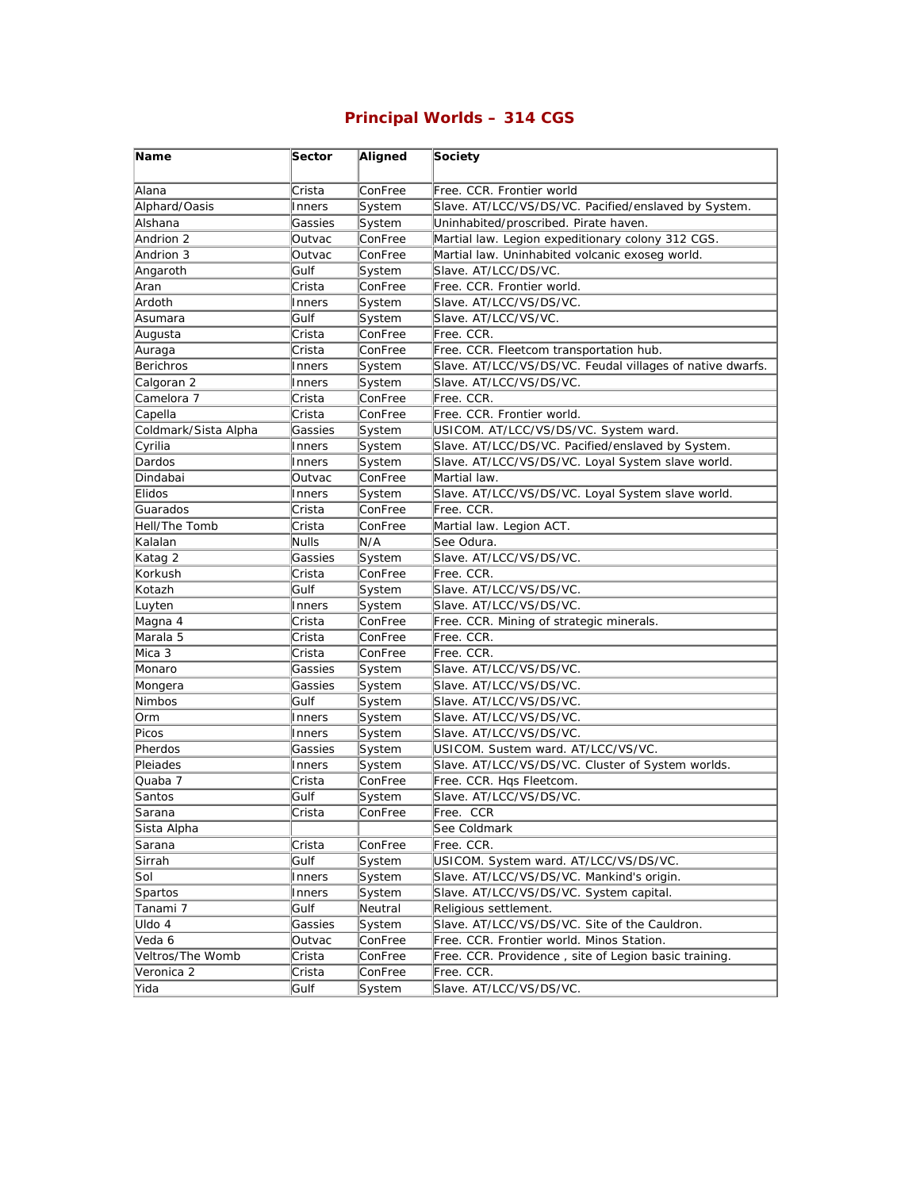## Principal Worlds – 314 CGS

| Name | Sector | Aligned | Society |
|---|---|---|---|
| Alana | Crista | ConFree | Free. CCR. Frontier world |
| Alphard/Oasis | Inners | System | Slave. AT/LCC/VS/DS/VC. Pacified/enslaved by System. |
| Alshana | Gassies | System | Uninhabited/proscribed. Pirate haven. |
| Andrion 2 | Outvac | ConFree | Martial law. Legion expeditionary colony 312 CGS. |
| Andrion 3 | Outvac | ConFree | Martial law. Uninhabited volcanic exoseg world. |
| Angaroth | Gulf | System | Slave. AT/LCC/DS/VC. |
| Aran | Crista | ConFree | Free. CCR. Frontier world. |
| Ardoth | Inners | System | Slave. AT/LCC/VS/DS/VC. |
| Asumara | Gulf | System | Slave. AT/LCC/VS/VC. |
| Augusta | Crista | ConFree | Free. CCR. |
| Auraga | Crista | ConFree | Free. CCR. Fleetcom transportation hub. |
| Berichros | Inners | System | Slave. AT/LCC/VS/DS/VC. Feudal villages of native dwarfs. |
| Calgoran 2 | Inners | System | Slave. AT/LCC/VS/DS/VC. |
| Camelora 7 | Crista | ConFree | Free. CCR. |
| Capella | Crista | ConFree | Free. CCR. Frontier world. |
| Coldmark/Sista Alpha | Gassies | System | USICOM. AT/LCC/VS/DS/VC. System ward. |
| Cyrilia | Inners | System | Slave. AT/LCC/DS/VC. Pacified/enslaved by System. |
| Dardos | Inners | System | Slave. AT/LCC/VS/DS/VC. Loyal System slave world. |
| Dindabai | Outvac | ConFree | Martial law. |
| Elidos | Inners | System | Slave. AT/LCC/VS/DS/VC. Loyal System slave world. |
| Guarados | Crista | ConFree | Free. CCR. |
| Hell/The Tomb | Crista | ConFree | Martial law. Legion ACT. |
| Kalalan | Nulls | N/A | See Odura. |
| Katag 2 | Gassies | System | Slave. AT/LCC/VS/DS/VC. |
| Korkush | Crista | ConFree | Free. CCR. |
| Kotazh | Gulf | System | Slave. AT/LCC/VS/DS/VC. |
| Luyten | Inners | System | Slave. AT/LCC/VS/DS/VC. |
| Magna 4 | Crista | ConFree | Free. CCR. Mining of strategic minerals. |
| Marala 5 | Crista | ConFree | Free. CCR. |
| Mica 3 | Crista | ConFree | Free. CCR. |
| Monaro | Gassies | System | Slave. AT/LCC/VS/DS/VC. |
| Mongera | Gassies | System | Slave. AT/LCC/VS/DS/VC. |
| Nimbos | Gulf | System | Slave. AT/LCC/VS/DS/VC. |
| Orm | Inners | System | Slave. AT/LCC/VS/DS/VC. |
| Picos | Inners | System | Slave. AT/LCC/VS/DS/VC. |
| Pherdos | Gassies | System | USICOM. Sustem ward. AT/LCC/VS/VC. |
| Pleiades | Inners | System | Slave. AT/LCC/VS/DS/VC. Cluster of System worlds. |
| Quaba 7 | Crista | ConFree | Free. CCR. Hqs Fleetcom. |
| Santos | Gulf | System | Slave. AT/LCC/VS/DS/VC. |
| Sarana | Crista | ConFree | Free.  CCR |
| Sista Alpha | | | See Coldmark |
| Sarana | Crista | ConFree | Free. CCR. |
| Sirrah | Gulf | System | USICOM. System ward. AT/LCC/VS/DS/VC. |
| Sol | Inners | System | Slave. AT/LCC/VS/DS/VC. Mankind's origin. |
| Spartos | Inners | System | Slave. AT/LCC/VS/DS/VC. System capital. |
| Tanami 7 | Gulf | Neutral | Religious settlement. |
| Uldo 4 | Gassies | System | Slave. AT/LCC/VS/DS/VC. Site of the Cauldron. |
| Veda 6 | Outvac | ConFree | Free. CCR. Frontier world. Minos Station. |
| Veltros/The Womb | Crista | ConFree | Free. CCR. Providence , site of Legion basic training. |
| Veronica 2 | Crista | ConFree | Free. CCR. |
| Yida | Gulf | System | Slave. AT/LCC/VS/DS/VC. |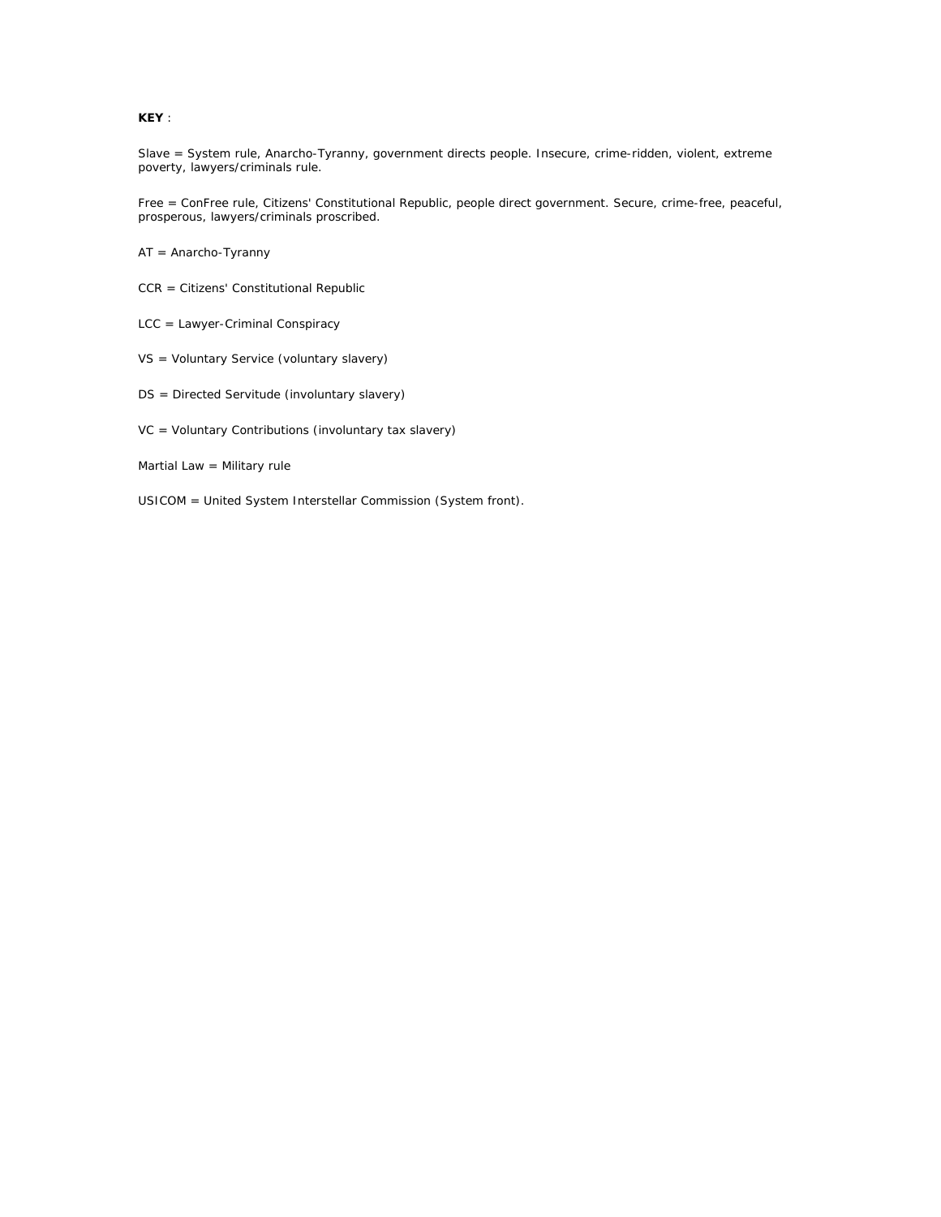**KEY** :

Slave = System rule, Anarcho-Tyranny, government directs people. Insecure, crime-ridden, violent, extreme poverty, lawyers/criminals rule.

Free = ConFree rule, Citizens' Constitutional Republic, people direct government. Secure, crime-free, peaceful, prosperous, lawyers/criminals proscribed.

AT = Anarcho-Tyranny

CCR = Citizens' Constitutional Republic

LCC = Lawyer-Criminal Conspiracy

VS = Voluntary Service (voluntary slavery)

DS = Directed Servitude (involuntary slavery)

VC = Voluntary Contributions (involuntary tax slavery)

Martial Law = Military rule

USICOM = United System Interstellar Commission (System front).